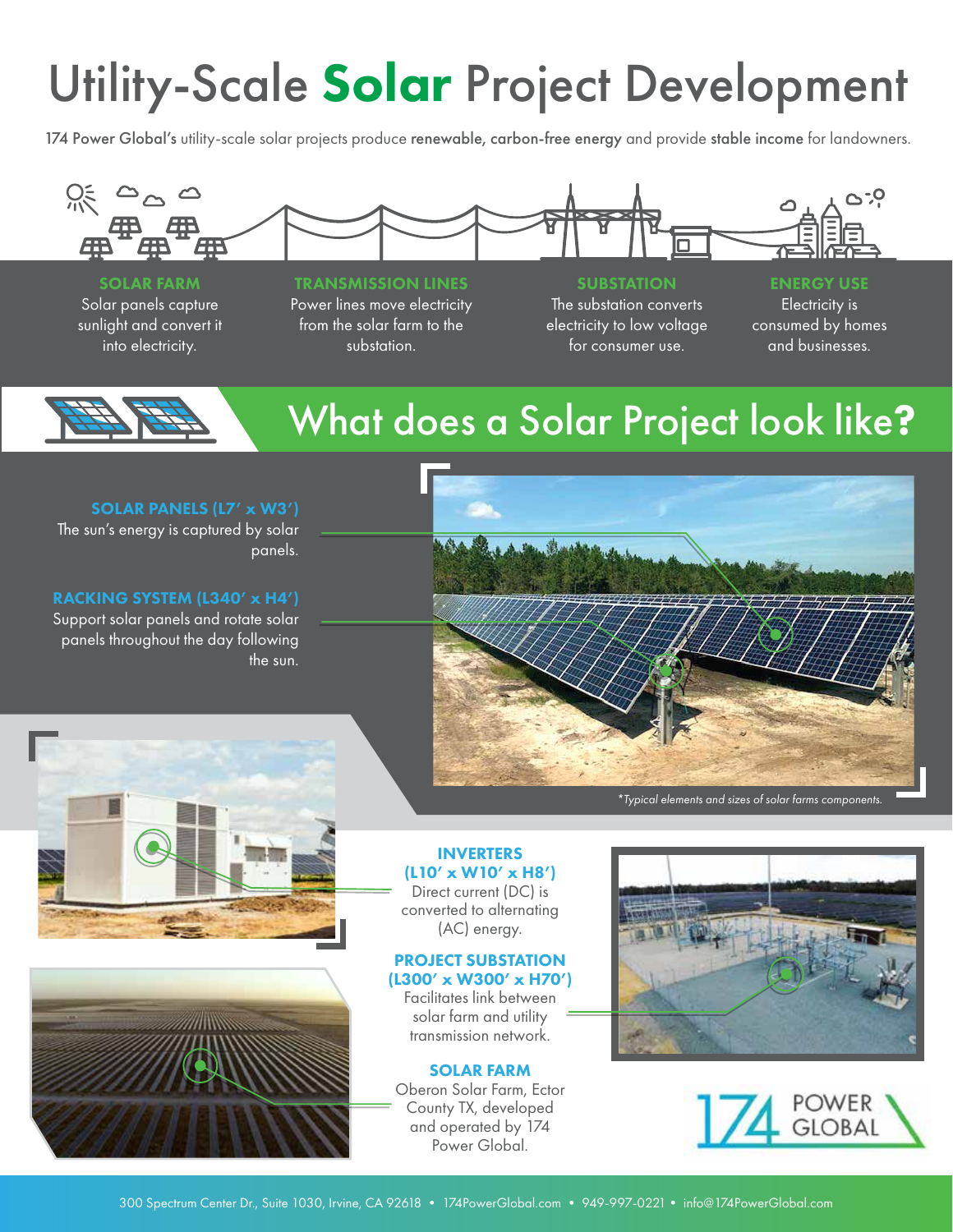# Utility-Scale **Solar** Project Development

174 Power Global's utility-scale solar projects produce **renewable, carbon-free energy** and provide **stable income** for landowners.

**SOLAR FARM**
Solar panels capture sunlight and convert it into electricity.

**TRANSMISSION LINES**
Power lines move electricity from the solar farm to the substation.

**SUBSTATION**
The substation converts electricity to low voltage for consumer use.

**ENERGY USE**
Electricity is consumed by homes and businesses.

## What does a Solar Project look like?

**SOLAR PANELS (L7′ x W3′)**
The sun's energy is captured by solar panels.

**RACKING SYSTEM (L340′ x H4′)**
Support solar panels and rotate solar panels throughout the day following the sun.

*\*Typical elements and sizes of solar farms components.*

**INVERTERS (L10′ x W10′ x H8′)**
Direct current (DC) is converted to alternating (AC) energy.

**PROJECT SUBSTATION (L300′ x W300′ x H70′)**
Facilitates link between solar farm and utility transmission network.

**SOLAR FARM**
Oberon Solar Farm, Ector County TX, developed and operated by 174 Power Global.

174 POWER GLOBAL

300 Spectrum Center Dr., Suite 1030, Irvine, CA 92618 • 174PowerGlobal.com • 949-997-0221 • info@174PowerGlobal.com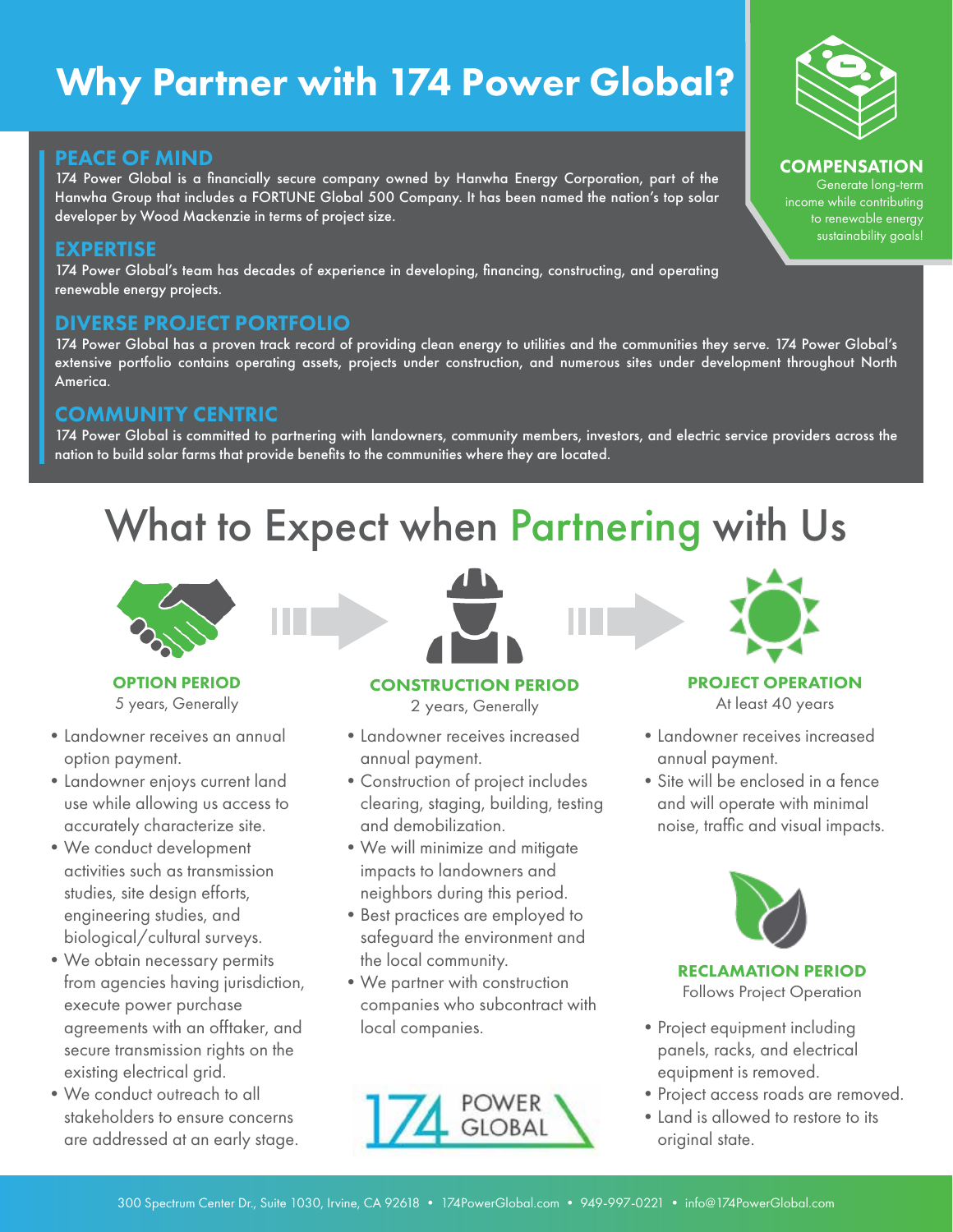# Why Partner with 174 Power Global?

### PEACE OF MIND

174 Power Global is a financially secure company owned by Hanwha Energy Corporation, part of the Hanwha Group that includes a FORTUNE Global 500 Company. It has been named the nation's top solar developer by Wood Mackenzie in terms of project size.

### EXPERTISE

174 Power Global's team has decades of experience in developing, financing, constructing, and operating renewable energy projects.

### DIVERSE PROJECT PORTFOLIO

174 Power Global has a proven track record of providing clean energy to utilities and the communities they serve. 174 Power Global's extensive portfolio contains operating assets, projects under construction, and numerous sites under development throughout North America.

### COMMUNITY CENTRIC

174 Power Global is committed to partnering with landowners, community members, investors, and electric service providers across the nation to build solar farms that provide benefits to the communities where they are located.

### COMPENSATION

Generate long-term income while contributing to renewable energy sustainability goals!

## What to Expect when Partnering with Us

### OPTION PERIOD

5 years, Generally

- Landowner receives an annual option payment.
- Landowner enjoys current land use while allowing us access to accurately characterize site.
- We conduct development activities such as transmission studies, site design efforts, engineering studies, and biological/cultural surveys.
- We obtain necessary permits from agencies having jurisdiction, execute power purchase agreements with an offtaker, and secure transmission rights on the existing electrical grid.
- We conduct outreach to all stakeholders to ensure concerns are addressed at an early stage.

### CONSTRUCTION PERIOD

2 years, Generally

- Landowner receives increased annual payment.
- Construction of project includes clearing, staging, building, testing and demobilization.
- We will minimize and mitigate impacts to landowners and neighbors during this period.
- Best practices are employed to safeguard the environment and the local community.
- We partner with construction companies who subcontract with local companies.

### PROJECT OPERATION

At least 40 years

- Landowner receives increased annual payment.
- Site will be enclosed in a fence and will operate with minimal noise, traffic and visual impacts.

### RECLAMATION PERIOD

Follows Project Operation

- Project equipment including panels, racks, and electrical equipment is removed.
- Project access roads are removed.
- Land is allowed to restore to its original state.

174 POWER GLOBAL

300 Spectrum Center Dr., Suite 1030, Irvine, CA 92618 • 174PowerGlobal.com • 949-997-0221 • info@174PowerGlobal.com